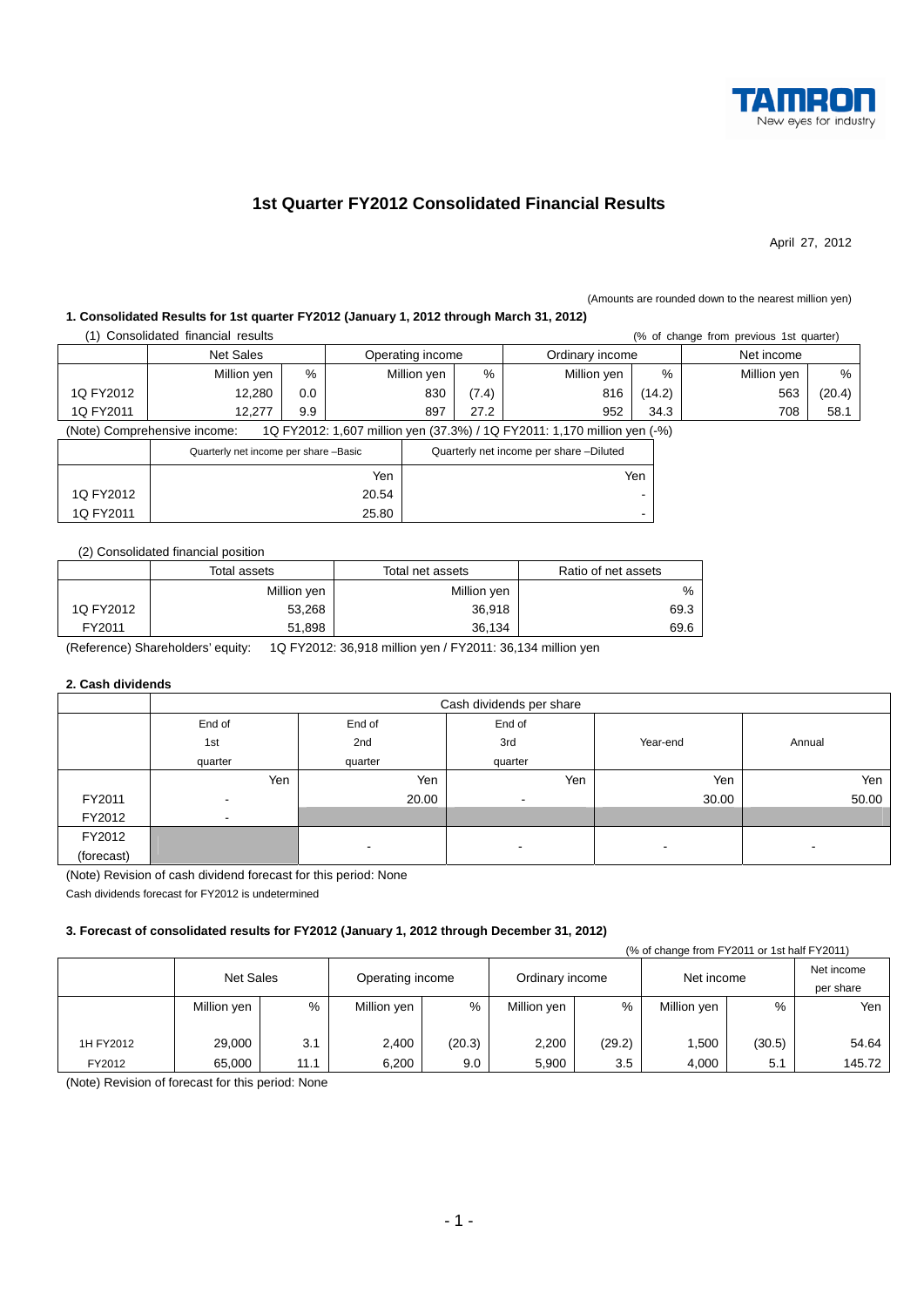TAMRON
New eyes for industry

# 1st Quarter FY2012 Consolidated Financial Results

April 27, 2012

(Amounts are rounded down to the nearest million yen)

### 1. Consolidated Results for 1st quarter FY2012 (January 1, 2012 through March 31, 2012)

(1) Consolidated financial results (% of change from previous 1st quarter)

| | Net Sales | | Operating income | | Ordinary income | | Net income | |
|---|---|---|---|---|---|---|---|---|
| | Million yen | % | Million yen | % | Million yen | % | Million yen | % |
| 1Q FY2012 | 12,280 | 0.0 | 830 | (7.4) | 816 | (14.2) | 563 | (20.4) |
| 1Q FY2011 | 12,277 | 9.9 | 897 | 27.2 | 952 | 34.3 | 708 | 58.1 |

(Note) Comprehensive income: 1Q FY2012: 1,607 million yen (37.3%) / 1Q FY2011: 1,170 million yen (-%)

| | Quarterly net income per share –Basic | Quarterly net income per share –Diluted |
|---|---|---|
| | Yen | Yen |
| 1Q FY2012 | 20.54 | - |
| 1Q FY2011 | 25.80 | - |

(2) Consolidated financial position

| | Total assets | Total net assets | Ratio of net assets |
|---|---|---|---|
| | Million yen | Million yen | % |
| 1Q FY2012 | 53,268 | 36,918 | 69.3 |
| FY2011 | 51,898 | 36,134 | 69.6 |

(Reference) Shareholders' equity: 1Q FY2012: 36,918 million yen / FY2011: 36,134 million yen

### 2. Cash dividends

| | Cash dividends per share | | | | |
|---|---|---|---|---|---|
| | End of 1st quarter | End of 2nd quarter | End of 3rd quarter | Year-end | Annual |
| | Yen | Yen | Yen | Yen | Yen |
| FY2011 | - | 20.00 | - | 30.00 | 50.00 |
| FY2012 | - | | | | |
| FY2012 (forecast) | | - | - | - | - |

(Note) Revision of cash dividend forecast for this period: None

Cash dividends forecast for FY2012 is undetermined

### 3. Forecast of consolidated results for FY2012 (January 1, 2012 through December 31, 2012)

(% of change from FY2011 or 1st half FY2011)

| | Net Sales | | Operating income | | Ordinary income | | Net income | | Net income per share |
|---|---|---|---|---|---|---|---|---|---|
| | Million yen | % | Million yen | % | Million yen | % | Million yen | % | Yen |
| 1H FY2012 | 29,000 | 3.1 | 2,400 | (20.3) | 2,200 | (29.2) | 1,500 | (30.5) | 54.64 |
| FY2012 | 65,000 | 11.1 | 6,200 | 9.0 | 5,900 | 3.5 | 4,000 | 5.1 | 145.72 |

(Note) Revision of forecast for this period: None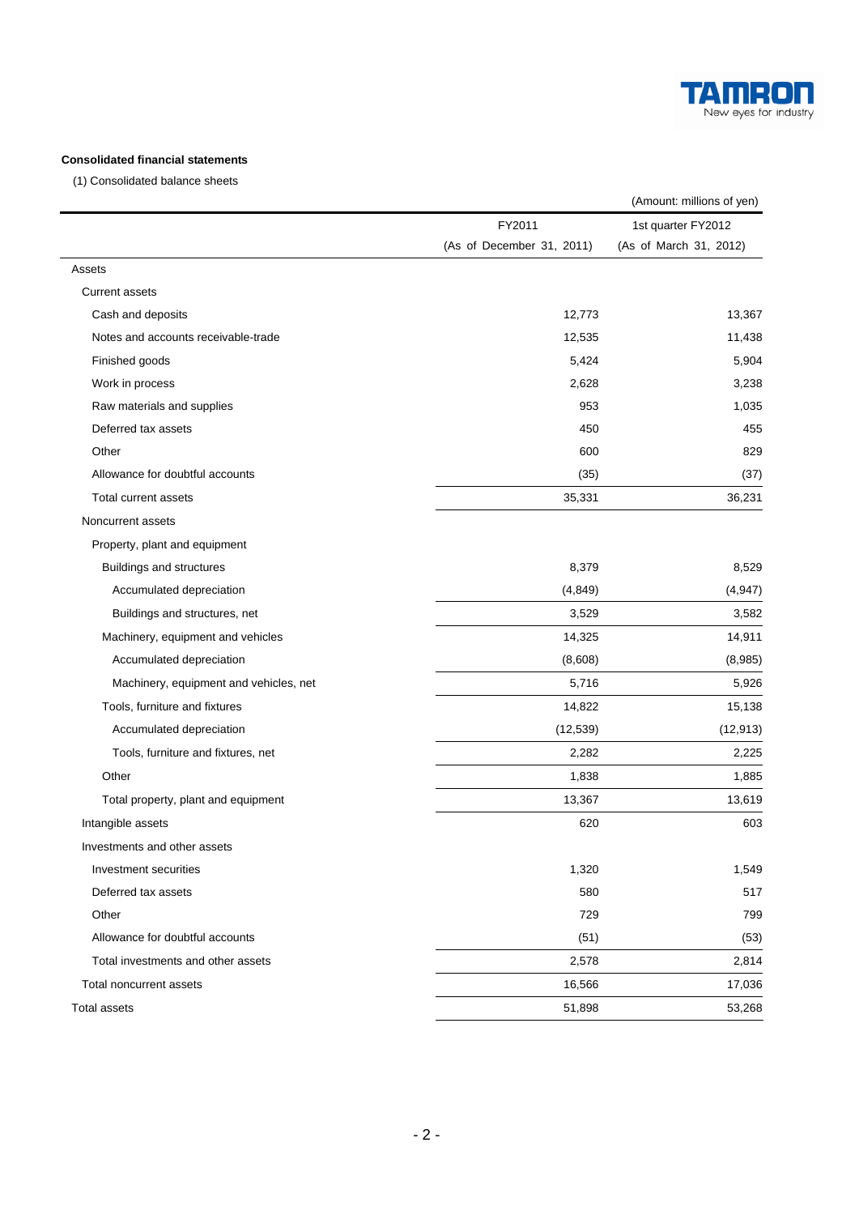**Consolidated financial statements**

(1) Consolidated balance sheets

(Amount: millions of yen)

| | FY2011 (As of December 31, 2011) | 1st quarter FY2012 (As of March 31, 2012) |
|---|---|---|
| Assets | | |
| Current assets | | |
| Cash and deposits | 12,773 | 13,367 |
| Notes and accounts receivable-trade | 12,535 | 11,438 |
| Finished goods | 5,424 | 5,904 |
| Work in process | 2,628 | 3,238 |
| Raw materials and supplies | 953 | 1,035 |
| Deferred tax assets | 450 | 455 |
| Other | 600 | 829 |
| Allowance for doubtful accounts | (35) | (37) |
| Total current assets | 35,331 | 36,231 |
| Noncurrent assets | | |
| Property, plant and equipment | | |
| Buildings and structures | 8,379 | 8,529 |
| Accumulated depreciation | (4,849) | (4,947) |
| Buildings and structures, net | 3,529 | 3,582 |
| Machinery, equipment and vehicles | 14,325 | 14,911 |
| Accumulated depreciation | (8,608) | (8,985) |
| Machinery, equipment and vehicles, net | 5,716 | 5,926 |
| Tools, furniture and fixtures | 14,822 | 15,138 |
| Accumulated depreciation | (12,539) | (12,913) |
| Tools, furniture and fixtures, net | 2,282 | 2,225 |
| Other | 1,838 | 1,885 |
| Total property, plant and equipment | 13,367 | 13,619 |
| Intangible assets | 620 | 603 |
| Investments and other assets | | |
| Investment securities | 1,320 | 1,549 |
| Deferred tax assets | 580 | 517 |
| Other | 729 | 799 |
| Allowance for doubtful accounts | (51) | (53) |
| Total investments and other assets | 2,578 | 2,814 |
| Total noncurrent assets | 16,566 | 17,036 |
| Total assets | 51,898 | 53,268 |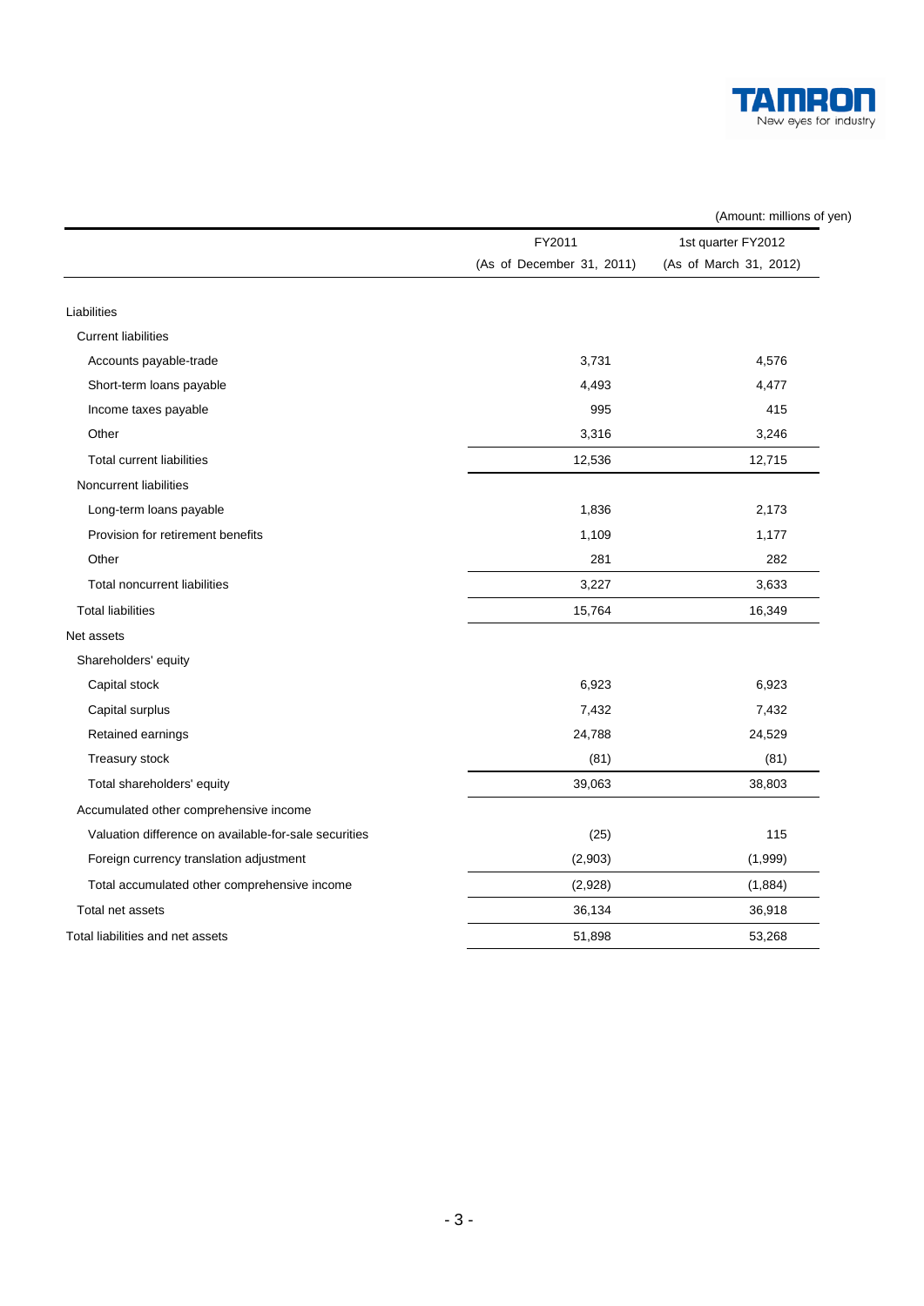(Amount: millions of yen)

| | FY2011<br>(As of December 31, 2011) | 1st quarter FY2012<br>(As of March 31, 2012) |
|---|---|---|
| Liabilities | | |
| Current liabilities | | |
| Accounts payable-trade | 3,731 | 4,576 |
| Short-term loans payable | 4,493 | 4,477 |
| Income taxes payable | 995 | 415 |
| Other | 3,316 | 3,246 |
| Total current liabilities | 12,536 | 12,715 |
| Noncurrent liabilities | | |
| Long-term loans payable | 1,836 | 2,173 |
| Provision for retirement benefits | 1,109 | 1,177 |
| Other | 281 | 282 |
| Total noncurrent liabilities | 3,227 | 3,633 |
| Total liabilities | 15,764 | 16,349 |
| Net assets | | |
| Shareholders' equity | | |
| Capital stock | 6,923 | 6,923 |
| Capital surplus | 7,432 | 7,432 |
| Retained earnings | 24,788 | 24,529 |
| Treasury stock | (81) | (81) |
| Total shareholders' equity | 39,063 | 38,803 |
| Accumulated other comprehensive income | | |
| Valuation difference on available-for-sale securities | (25) | 115 |
| Foreign currency translation adjustment | (2,903) | (1,999) |
| Total accumulated other comprehensive income | (2,928) | (1,884) |
| Total net assets | 36,134 | 36,918 |
| Total liabilities and net assets | 51,898 | 53,268 |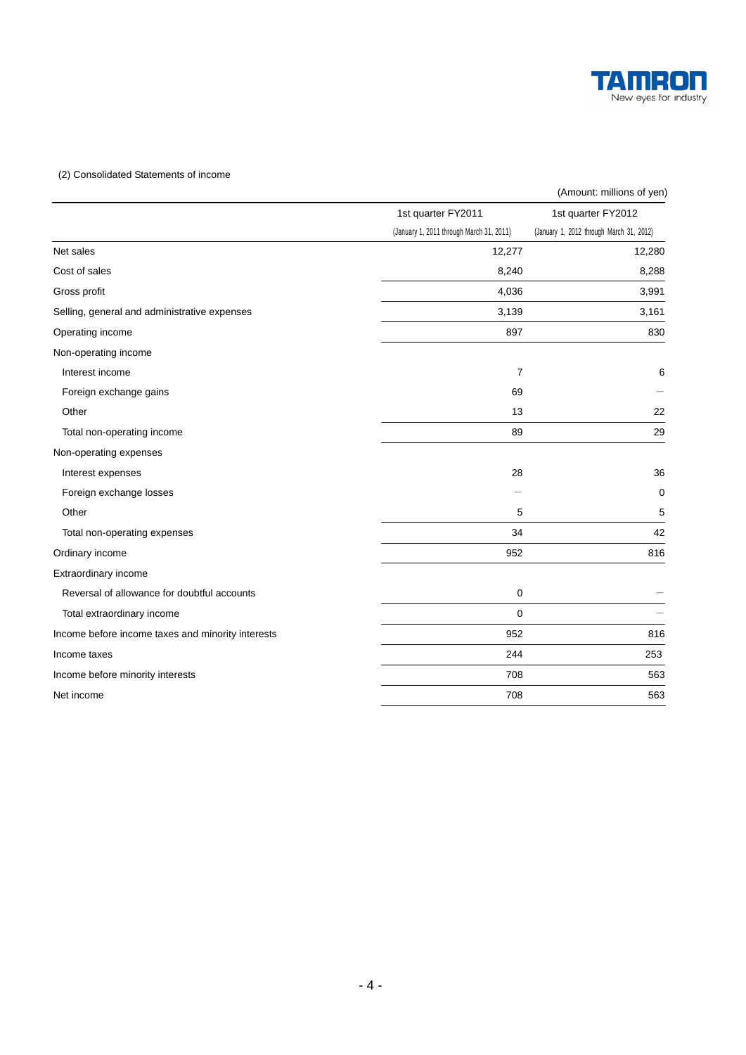(2) Consolidated Statements of income

(Amount: millions of yen)

| | 1st quarter FY2011 (January 1, 2011 through March 31, 2011) | 1st quarter FY2012 (January 1, 2012 through March 31, 2012) |
|---|---|---|
| Net sales | 12,277 | 12,280 |
| Cost of sales | 8,240 | 8,288 |
| Gross profit | 4,036 | 3,991 |
| Selling, general and administrative expenses | 3,139 | 3,161 |
| Operating income | 897 | 830 |
| Non-operating income | | |
| Interest income | 7 | 6 |
| Foreign exchange gains | 69 | — |
| Other | 13 | 22 |
| Total non-operating income | 89 | 29 |
| Non-operating expenses | | |
| Interest expenses | 28 | 36 |
| Foreign exchange losses | — | 0 |
| Other | 5 | 5 |
| Total non-operating expenses | 34 | 42 |
| Ordinary income | 952 | 816 |
| Extraordinary income | | |
| Reversal of allowance for doubtful accounts | 0 | — |
| Total extraordinary income | 0 | — |
| Income before income taxes and minority interests | 952 | 816 |
| Income taxes | 244 | 253 |
| Income before minority interests | 708 | 563 |
| Net income | 708 | 563 |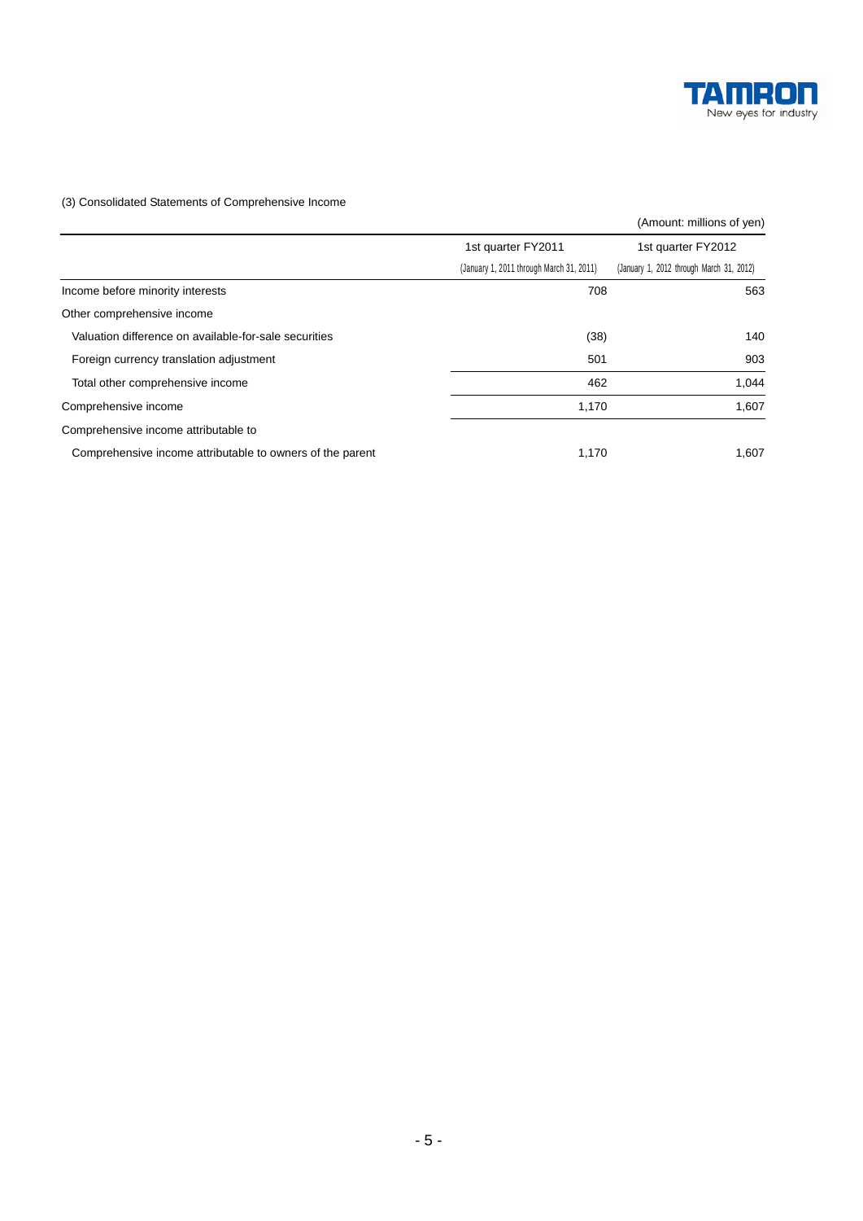(3) Consolidated Statements of Comprehensive Income

(Amount: millions of yen)

| | 1st quarter FY2011 (January 1, 2011 through March 31, 2011) | 1st quarter FY2012 (January 1, 2012 through March 31, 2012) |
|---|---|---|
| Income before minority interests | 708 | 563 |
| Other comprehensive income | | |
| Valuation difference on available-for-sale securities | (38) | 140 |
| Foreign currency translation adjustment | 501 | 903 |
| Total other comprehensive income | 462 | 1,044 |
| Comprehensive income | 1,170 | 1,607 |
| Comprehensive income attributable to | | |
| Comprehensive income attributable to owners of the parent | 1,170 | 1,607 |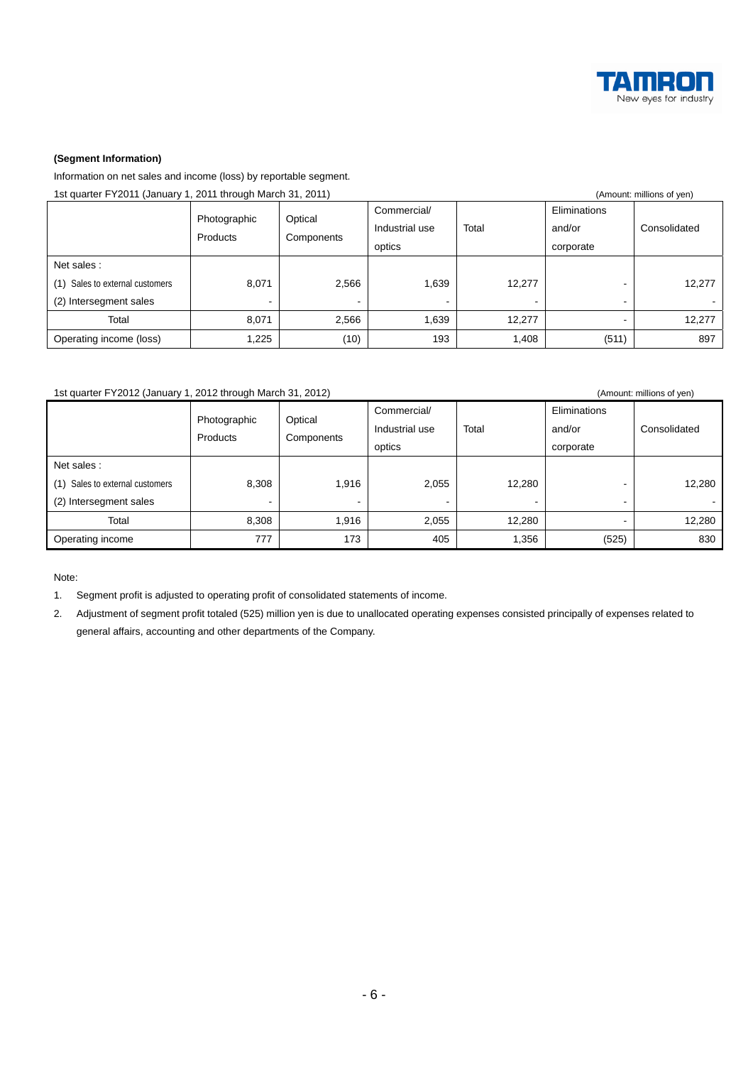**(Segment Information)**

Information on net sales and income (loss) by reportable segment.

1st quarter FY2011 (January 1, 2011 through March 31, 2011) (Amount: millions of yen)

| | Photographic Products | Optical Components | Commercial/ Industrial use optics | Total | Eliminations and/or corporate | Consolidated |
|---|---|---|---|---|---|---|
| Net sales : | | | | | | |
| (1) Sales to external customers | 8,071 | 2,566 | 1,639 | 12,277 | - | 12,277 |
| (2) Intersegment sales | - | - | - | - | - | - |
| Total | 8,071 | 2,566 | 1,639 | 12,277 | - | 12,277 |
| Operating income (loss) | 1,225 | (10) | 193 | 1,408 | (511) | 897 |

1st quarter FY2012 (January 1, 2012 through March 31, 2012) (Amount: millions of yen)

| | Photographic Products | Optical Components | Commercial/ Industrial use optics | Total | Eliminations and/or corporate | Consolidated |
|---|---|---|---|---|---|---|
| Net sales : | | | | | | |
| (1) Sales to external customers | 8,308 | 1,916 | 2,055 | 12,280 | - | 12,280 |
| (2) Intersegment sales | - | - | - | - | - | - |
| Total | 8,308 | 1,916 | 2,055 | 12,280 | - | 12,280 |
| Operating income | 777 | 173 | 405 | 1,356 | (525) | 830 |

Note:

1. Segment profit is adjusted to operating profit of consolidated statements of income.
2. Adjustment of segment profit totaled (525) million yen is due to unallocated operating expenses consisted principally of expenses related to general affairs, accounting and other departments of the Company.